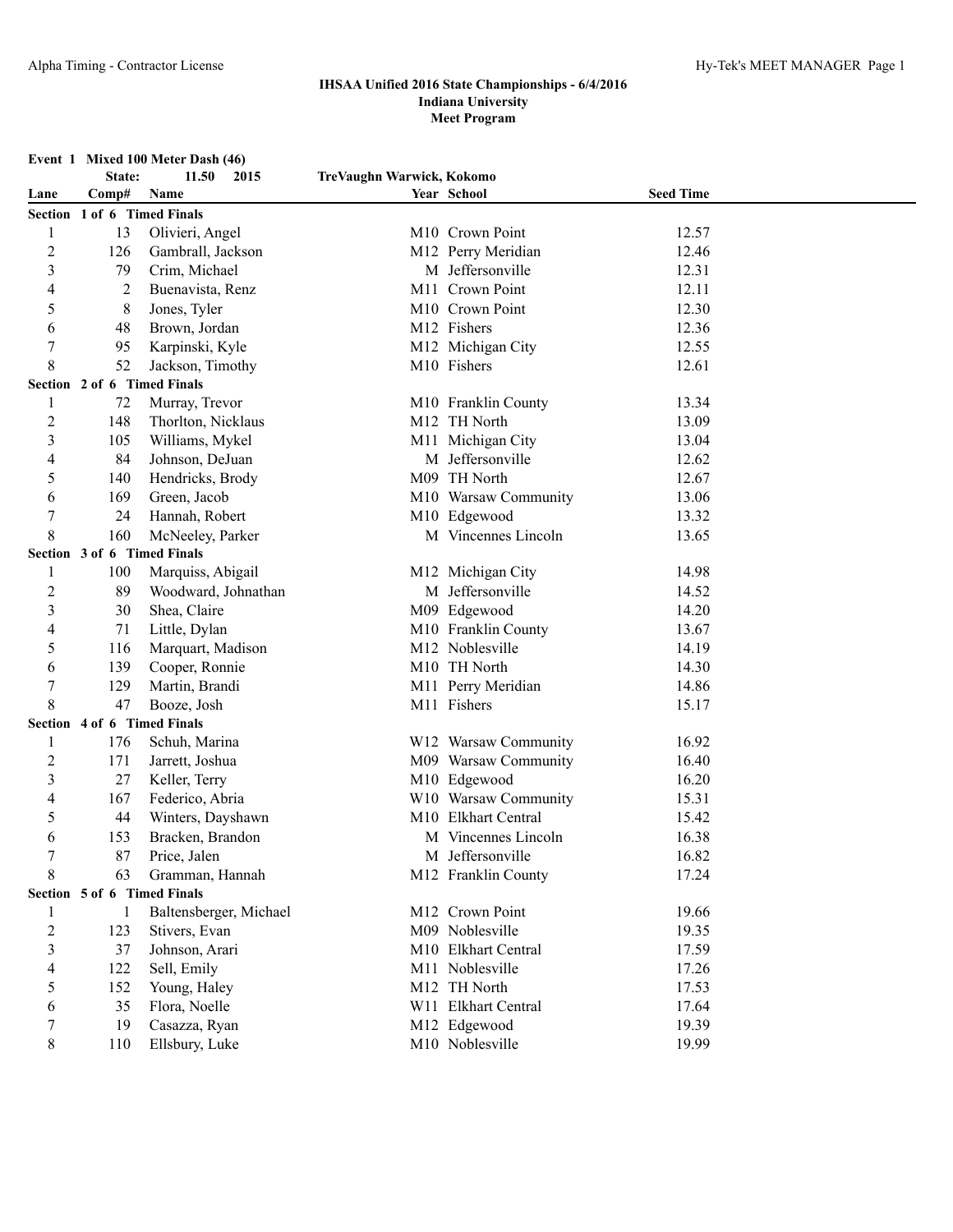# IHSAA Unified 2016 State Championships - 6/4/2016
## Indiana University
## Meet Program

**Event 1 Mixed 100 Meter Dash (46)**

**State: 11.50 2015 TreVaughn Warwick, Kokomo**

| Lane | Comp# | Name | Year | School | Seed Time |
|---|---|---|---|---|---|
| **Section 1 of 6 Timed Finals** | | | | | |
| 1 | 13 | Olivieri, Angel | M10 | Crown Point | 12.57 |
| 2 | 126 | Gambrall, Jackson | M12 | Perry Meridian | 12.46 |
| 3 | 79 | Crim, Michael | M | Jeffersonville | 12.31 |
| 4 | 2 | Buenavista, Renz | M11 | Crown Point | 12.11 |
| 5 | 8 | Jones, Tyler | M10 | Crown Point | 12.30 |
| 6 | 48 | Brown, Jordan | M12 | Fishers | 12.36 |
| 7 | 95 | Karpinski, Kyle | M12 | Michigan City | 12.55 |
| 8 | 52 | Jackson, Timothy | M10 | Fishers | 12.61 |
| **Section 2 of 6 Timed Finals** | | | | | |
| 1 | 72 | Murray, Trevor | M10 | Franklin County | 13.34 |
| 2 | 148 | Thorlton, Nicklaus | M12 | TH North | 13.09 |
| 3 | 105 | Williams, Mykel | M11 | Michigan City | 13.04 |
| 4 | 84 | Johnson, DeJuan | M | Jeffersonville | 12.62 |
| 5 | 140 | Hendricks, Brody | M09 | TH North | 12.67 |
| 6 | 169 | Green, Jacob | M10 | Warsaw Community | 13.06 |
| 7 | 24 | Hannah, Robert | M10 | Edgewood | 13.32 |
| 8 | 160 | McNeeley, Parker | M | Vincennes Lincoln | 13.65 |
| **Section 3 of 6 Timed Finals** | | | | | |
| 1 | 100 | Marquiss, Abigail | M12 | Michigan City | 14.98 |
| 2 | 89 | Woodward, Johnathan | M | Jeffersonville | 14.52 |
| 3 | 30 | Shea, Claire | M09 | Edgewood | 14.20 |
| 4 | 71 | Little, Dylan | M10 | Franklin County | 13.67 |
| 5 | 116 | Marquart, Madison | M12 | Noblesville | 14.19 |
| 6 | 139 | Cooper, Ronnie | M10 | TH North | 14.30 |
| 7 | 129 | Martin, Brandi | M11 | Perry Meridian | 14.86 |
| 8 | 47 | Booze, Josh | M11 | Fishers | 15.17 |
| **Section 4 of 6 Timed Finals** | | | | | |
| 1 | 176 | Schuh, Marina | W12 | Warsaw Community | 16.92 |
| 2 | 171 | Jarrett, Joshua | M09 | Warsaw Community | 16.40 |
| 3 | 27 | Keller, Terry | M10 | Edgewood | 16.20 |
| 4 | 167 | Federico, Abria | W10 | Warsaw Community | 15.31 |
| 5 | 44 | Winters, Dayshawn | M10 | Elkhart Central | 15.42 |
| 6 | 153 | Bracken, Brandon | M | Vincennes Lincoln | 16.38 |
| 7 | 87 | Price, Jalen | M | Jeffersonville | 16.82 |
| 8 | 63 | Gramman, Hannah | M12 | Franklin County | 17.24 |
| **Section 5 of 6 Timed Finals** | | | | | |
| 1 | 1 | Baltensberger, Michael | M12 | Crown Point | 19.66 |
| 2 | 123 | Stivers, Evan | M09 | Noblesville | 19.35 |
| 3 | 37 | Johnson, Arari | M10 | Elkhart Central | 17.59 |
| 4 | 122 | Sell, Emily | M11 | Noblesville | 17.26 |
| 5 | 152 | Young, Haley | M12 | TH North | 17.53 |
| 6 | 35 | Flora, Noelle | W11 | Elkhart Central | 17.64 |
| 7 | 19 | Casazza, Ryan | M12 | Edgewood | 19.39 |
| 8 | 110 | Ellsbury, Luke | M10 | Noblesville | 19.99 |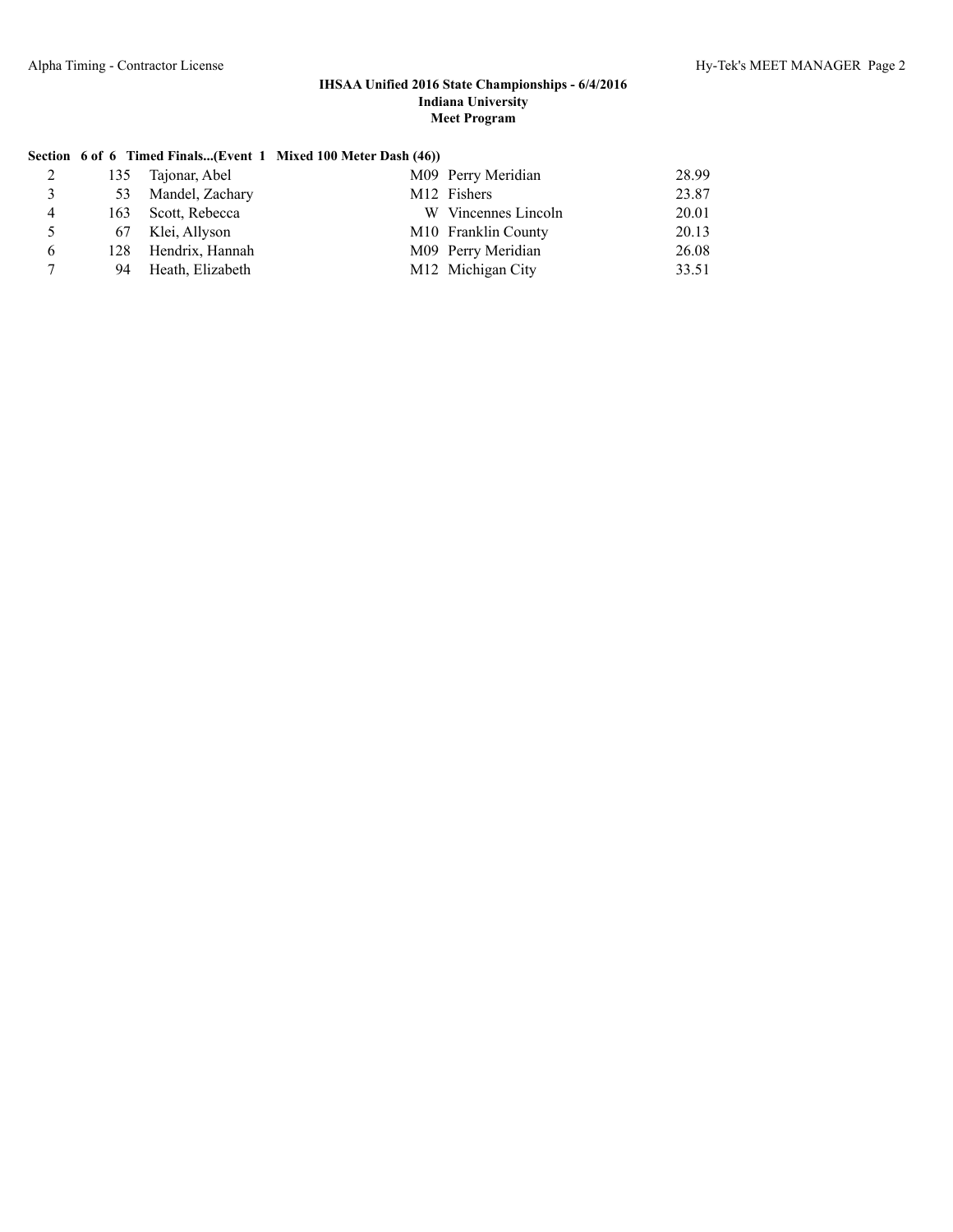**Section 6 of 6 Timed Finals...(Event 1 Mixed 100 Meter Dash (46))**

| | | | | | |
|---|---|---|---|---|---|
| 2 | 135 | Tajonar, Abel | M09 | Perry Meridian | 28.99 |
| 3 | 53 | Mandel, Zachary | M12 | Fishers | 23.87 |
| 4 | 163 | Scott, Rebecca | W | Vincennes Lincoln | 20.01 |
| 5 | 67 | Klei, Allyson | M10 | Franklin County | 20.13 |
| 6 | 128 | Hendrix, Hannah | M09 | Perry Meridian | 26.08 |
| 7 | 94 | Heath, Elizabeth | M12 | Michigan City | 33.51 |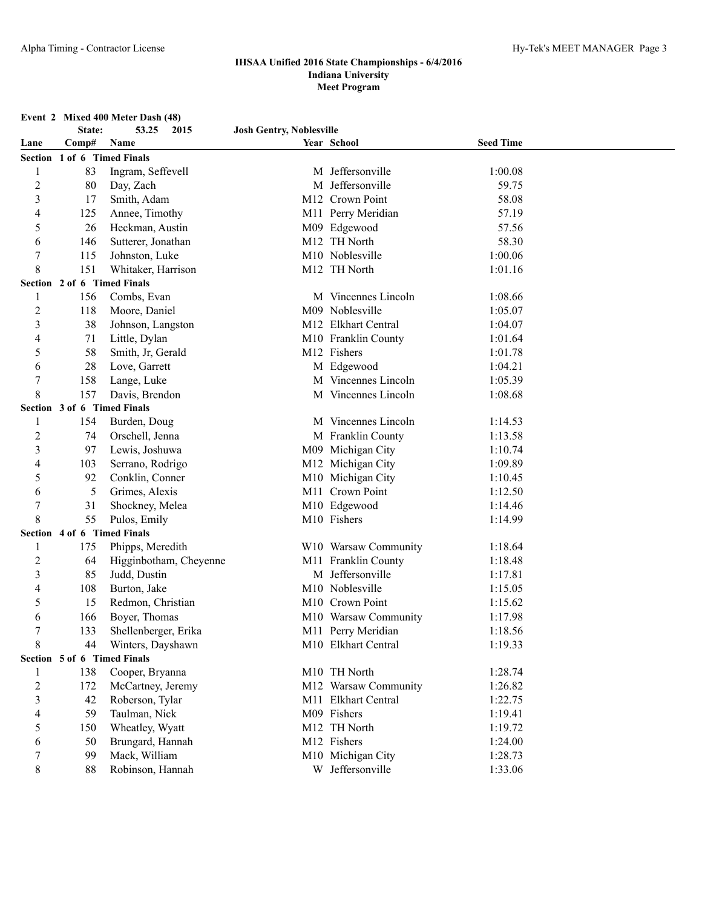## IHSAA Unified 2016 State Championships - 6/4/2016
### Indiana University
### Meet Program

**Event 2 Mixed 400 Meter Dash (48)**

**State: 53.25 2015 Josh Gentry, Noblesville**

| Lane | Comp# | Name | Year | School | Seed Time |
|---|---|---|---|---|---|
| **Section 1 of 6 Timed Finals** | | | | | |
| 1 | 83 | Ingram, Seffevell | M | Jeffersonville | 1:00.08 |
| 2 | 80 | Day, Zach | M | Jeffersonville | 59.75 |
| 3 | 17 | Smith, Adam | M12 | Crown Point | 58.08 |
| 4 | 125 | Annee, Timothy | M11 | Perry Meridian | 57.19 |
| 5 | 26 | Heckman, Austin | M09 | Edgewood | 57.56 |
| 6 | 146 | Sutterer, Jonathan | M12 | TH North | 58.30 |
| 7 | 115 | Johnston, Luke | M10 | Noblesville | 1:00.06 |
| 8 | 151 | Whitaker, Harrison | M12 | TH North | 1:01.16 |
| **Section 2 of 6 Timed Finals** | | | | | |
| 1 | 156 | Combs, Evan | M | Vincennes Lincoln | 1:08.66 |
| 2 | 118 | Moore, Daniel | M09 | Noblesville | 1:05.07 |
| 3 | 38 | Johnson, Langston | M12 | Elkhart Central | 1:04.07 |
| 4 | 71 | Little, Dylan | M10 | Franklin County | 1:01.64 |
| 5 | 58 | Smith, Jr, Gerald | M12 | Fishers | 1:01.78 |
| 6 | 28 | Love, Garrett | M | Edgewood | 1:04.21 |
| 7 | 158 | Lange, Luke | M | Vincennes Lincoln | 1:05.39 |
| 8 | 157 | Davis, Brendon | M | Vincennes Lincoln | 1:08.68 |
| **Section 3 of 6 Timed Finals** | | | | | |
| 1 | 154 | Burden, Doug | M | Vincennes Lincoln | 1:14.53 |
| 2 | 74 | Orschell, Jenna | M | Franklin County | 1:13.58 |
| 3 | 97 | Lewis, Joshuwa | M09 | Michigan City | 1:10.74 |
| 4 | 103 | Serrano, Rodrigo | M12 | Michigan City | 1:09.89 |
| 5 | 92 | Conklin, Conner | M10 | Michigan City | 1:10.45 |
| 6 | 5 | Grimes, Alexis | M11 | Crown Point | 1:12.50 |
| 7 | 31 | Shockney, Melea | M10 | Edgewood | 1:14.46 |
| 8 | 55 | Pulos, Emily | M10 | Fishers | 1:14.99 |
| **Section 4 of 6 Timed Finals** | | | | | |
| 1 | 175 | Phipps, Meredith | W10 | Warsaw Community | 1:18.64 |
| 2 | 64 | Higginbotham, Cheyenne | M11 | Franklin County | 1:18.48 |
| 3 | 85 | Judd, Dustin | M | Jeffersonville | 1:17.81 |
| 4 | 108 | Burton, Jake | M10 | Noblesville | 1:15.05 |
| 5 | 15 | Redmon, Christian | M10 | Crown Point | 1:15.62 |
| 6 | 166 | Boyer, Thomas | M10 | Warsaw Community | 1:17.98 |
| 7 | 133 | Shellenberger, Erika | M11 | Perry Meridian | 1:18.56 |
| 8 | 44 | Winters, Dayshawn | M10 | Elkhart Central | 1:19.33 |
| **Section 5 of 6 Timed Finals** | | | | | |
| 1 | 138 | Cooper, Bryanna | M10 | TH North | 1:28.74 |
| 2 | 172 | McCartney, Jeremy | M12 | Warsaw Community | 1:26.82 |
| 3 | 42 | Roberson, Tylar | M11 | Elkhart Central | 1:22.75 |
| 4 | 59 | Taulman, Nick | M09 | Fishers | 1:19.41 |
| 5 | 150 | Wheatley, Wyatt | M12 | TH North | 1:19.72 |
| 6 | 50 | Brungard, Hannah | M12 | Fishers | 1:24.00 |
| 7 | 99 | Mack, William | M10 | Michigan City | 1:28.73 |
| 8 | 88 | Robinson, Hannah | W | Jeffersonville | 1:33.06 |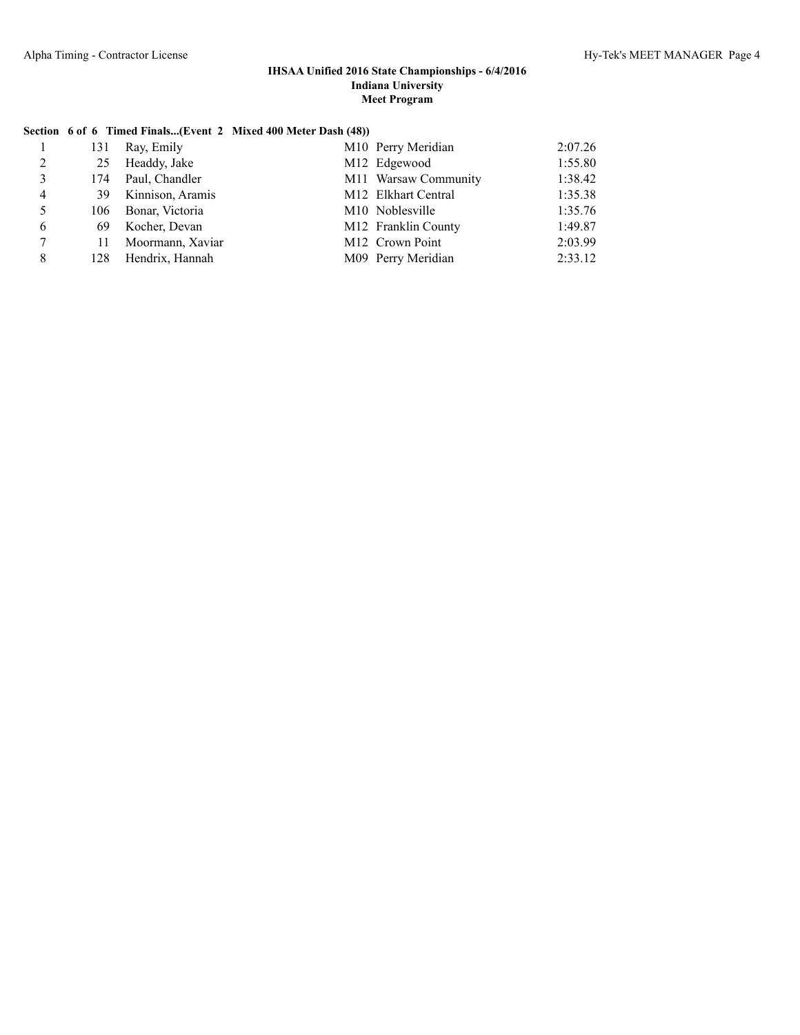**Section 6 of 6 Timed Finals...(Event 2 Mixed 400 Meter Dash (48))**

| | | | | | |
|---|---|---|---|---|---|
| 1 | 131 | Ray, Emily | M10 | Perry Meridian | 2:07.26 |
| 2 | 25 | Headdy, Jake | M12 | Edgewood | 1:55.80 |
| 3 | 174 | Paul, Chandler | M11 | Warsaw Community | 1:38.42 |
| 4 | 39 | Kinnison, Aramis | M12 | Elkhart Central | 1:35.38 |
| 5 | 106 | Bonar, Victoria | M10 | Noblesville | 1:35.76 |
| 6 | 69 | Kocher, Devan | M12 | Franklin County | 1:49.87 |
| 7 | 11 | Moormann, Xaviar | M12 | Crown Point | 2:03.99 |
| 8 | 128 | Hendrix, Hannah | M09 | Perry Meridian | 2:33.12 |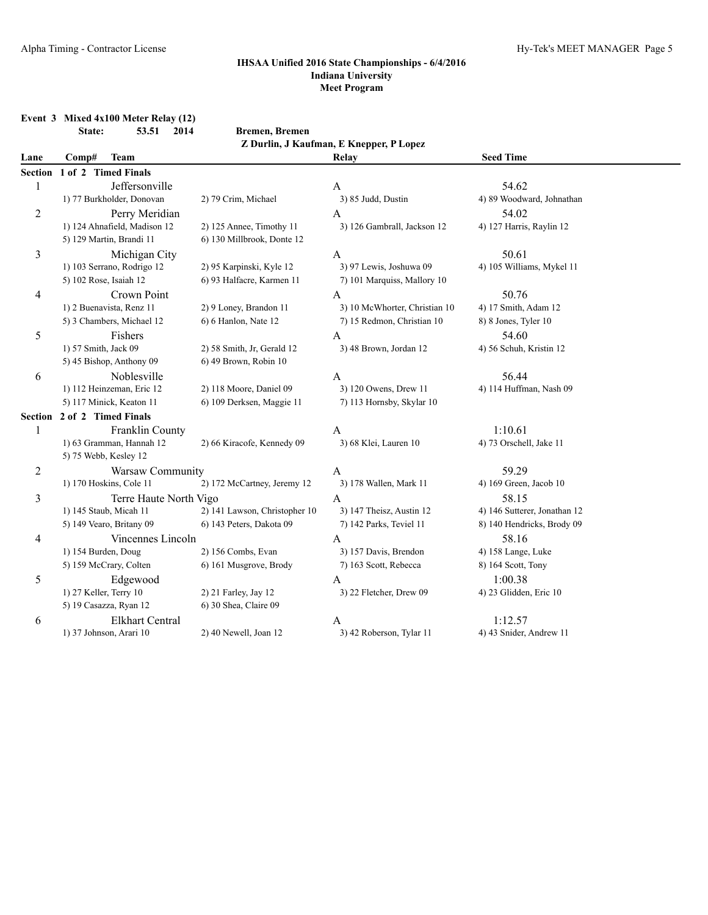## IHSAA Unified 2016 State Championships - 6/4/2016
### Indiana University
### Meet Program

**Event 3 Mixed 4x100 Meter Relay (12)**

**State: 53.51 2014 Bremen, Bremen**
**Z Durlin, J Kaufman, E Knepper, P Lopez**

| Lane | Comp# Team | | Relay | Seed Time |
|---|---|---|---|---|
| **Section 1 of 2 Timed Finals** | | | | |
| 1 | Jeffersonville | | A | 54.62 |
| | 1) 77 Burkholder, Donovan | 2) 79 Crim, Michael | 3) 85 Judd, Dustin | 4) 89 Woodward, Johnathan |
| 2 | Perry Meridian | | A | 54.02 |
| | 1) 124 Ahnafield, Madison 12 | 2) 125 Annee, Timothy 11 | 3) 126 Gambrall, Jackson 12 | 4) 127 Harris, Raylin 12 |
| | 5) 129 Martin, Brandi 11 | 6) 130 Millbrook, Donte 12 | | |
| 3 | Michigan City | | A | 50.61 |
| | 1) 103 Serrano, Rodrigo 12 | 2) 95 Karpinski, Kyle 12 | 3) 97 Lewis, Joshuwa 09 | 4) 105 Williams, Mykel 11 |
| | 5) 102 Rose, Isaiah 12 | 6) 93 Halfacre, Karmen 11 | 7) 101 Marquiss, Mallory 10 | |
| 4 | Crown Point | | A | 50.76 |
| | 1) 2 Buenavista, Renz 11 | 2) 9 Loney, Brandon 11 | 3) 10 McWhorter, Christian 10 | 4) 17 Smith, Adam 12 |
| | 5) 3 Chambers, Michael 12 | 6) 6 Hanlon, Nate 12 | 7) 15 Redmon, Christian 10 | 8) 8 Jones, Tyler 10 |
| 5 | Fishers | | A | 54.60 |
| | 1) 57 Smith, Jack 09 | 2) 58 Smith, Jr, Gerald 12 | 3) 48 Brown, Jordan 12 | 4) 56 Schuh, Kristin 12 |
| | 5) 45 Bishop, Anthony 09 | 6) 49 Brown, Robin 10 | | |
| 6 | Noblesville | | A | 56.44 |
| | 1) 112 Heinzeman, Eric 12 | 2) 118 Moore, Daniel 09 | 3) 120 Owens, Drew 11 | 4) 114 Huffman, Nash 09 |
| | 5) 117 Minick, Keaton 11 | 6) 109 Derksen, Maggie 11 | 7) 113 Hornsby, Skylar 10 | |
| **Section 2 of 2 Timed Finals** | | | | |
| 1 | Franklin County | | A | 1:10.61 |
| | 1) 63 Gramman, Hannah 12 | 2) 66 Kiracofe, Kennedy 09 | 3) 68 Klei, Lauren 10 | 4) 73 Orschell, Jake 11 |
| | 5) 75 Webb, Kesley 12 | | | |
| 2 | Warsaw Community | | A | 59.29 |
| | 1) 170 Hoskins, Cole 11 | 2) 172 McCartney, Jeremy 12 | 3) 178 Wallen, Mark 11 | 4) 169 Green, Jacob 10 |
| 3 | Terre Haute North Vigo | | A | 58.15 |
| | 1) 145 Staub, Micah 11 | 2) 141 Lawson, Christopher 10 | 3) 147 Theisz, Austin 12 | 4) 146 Sutterer, Jonathan 12 |
| | 5) 149 Vearo, Britany 09 | 6) 143 Peters, Dakota 09 | 7) 142 Parks, Teviel 11 | 8) 140 Hendricks, Brody 09 |
| 4 | Vincennes Lincoln | | A | 58.16 |
| | 1) 154 Burden, Doug | 2) 156 Combs, Evan | 3) 157 Davis, Brendon | 4) 158 Lange, Luke |
| | 5) 159 McCrary, Colten | 6) 161 Musgrove, Brody | 7) 163 Scott, Rebecca | 8) 164 Scott, Tony |
| 5 | Edgewood | | A | 1:00.38 |
| | 1) 27 Keller, Terry 10 | 2) 21 Farley, Jay 12 | 3) 22 Fletcher, Drew 09 | 4) 23 Glidden, Eric 10 |
| | 5) 19 Casazza, Ryan 12 | 6) 30 Shea, Claire 09 | | |
| 6 | Elkhart Central | | A | 1:12.57 |
| | 1) 37 Johnson, Arari 10 | 2) 40 Newell, Joan 12 | 3) 42 Roberson, Tylar 11 | 4) 43 Snider, Andrew 11 |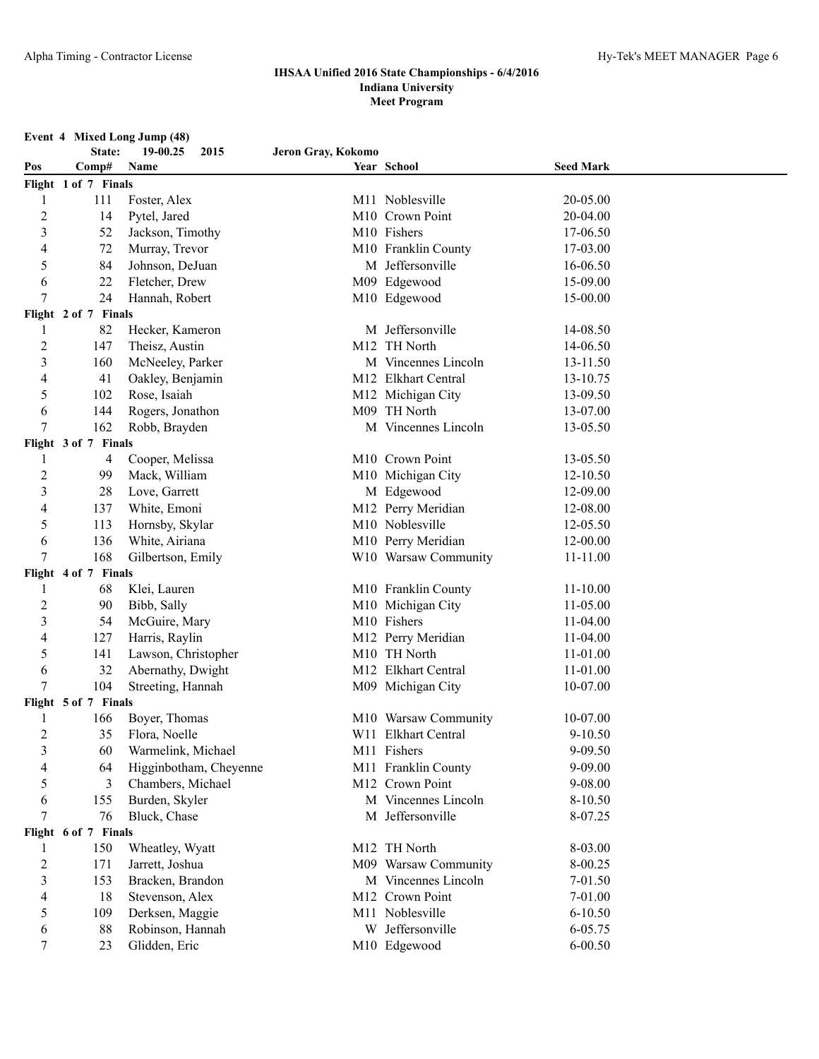## IHSAA Unified 2016 State Championships - 6/4/2016
### Indiana University
### Meet Program

**Event 4 Mixed Long Jump (48)**

State: 19-00.25 2015 Jeron Gray, Kokomo

| Pos | Comp# | Name | Year | School | Seed Mark |
|---|---|---|---|---|---|
| **Flight 1 of 7 Finals** | | | | | |
| 1 | 111 | Foster, Alex | M11 | Noblesville | 20-05.00 |
| 2 | 14 | Pytel, Jared | M10 | Crown Point | 20-04.00 |
| 3 | 52 | Jackson, Timothy | M10 | Fishers | 17-06.50 |
| 4 | 72 | Murray, Trevor | M10 | Franklin County | 17-03.00 |
| 5 | 84 | Johnson, DeJuan | M | Jeffersonville | 16-06.50 |
| 6 | 22 | Fletcher, Drew | M09 | Edgewood | 15-09.00 |
| 7 | 24 | Hannah, Robert | M10 | Edgewood | 15-00.00 |
| **Flight 2 of 7 Finals** | | | | | |
| 1 | 82 | Hecker, Kameron | M | Jeffersonville | 14-08.50 |
| 2 | 147 | Theisz, Austin | M12 | TH North | 14-06.50 |
| 3 | 160 | McNeeley, Parker | M | Vincennes Lincoln | 13-11.50 |
| 4 | 41 | Oakley, Benjamin | M12 | Elkhart Central | 13-10.75 |
| 5 | 102 | Rose, Isaiah | M12 | Michigan City | 13-09.50 |
| 6 | 144 | Rogers, Jonathon | M09 | TH North | 13-07.00 |
| 7 | 162 | Robb, Brayden | M | Vincennes Lincoln | 13-05.50 |
| **Flight 3 of 7 Finals** | | | | | |
| 1 | 4 | Cooper, Melissa | M10 | Crown Point | 13-05.50 |
| 2 | 99 | Mack, William | M10 | Michigan City | 12-10.50 |
| 3 | 28 | Love, Garrett | M | Edgewood | 12-09.00 |
| 4 | 137 | White, Emoni | M12 | Perry Meridian | 12-08.00 |
| 5 | 113 | Hornsby, Skylar | M10 | Noblesville | 12-05.50 |
| 6 | 136 | White, Airiana | M10 | Perry Meridian | 12-00.00 |
| 7 | 168 | Gilbertson, Emily | W10 | Warsaw Community | 11-11.00 |
| **Flight 4 of 7 Finals** | | | | | |
| 1 | 68 | Klei, Lauren | M10 | Franklin County | 11-10.00 |
| 2 | 90 | Bibb, Sally | M10 | Michigan City | 11-05.00 |
| 3 | 54 | McGuire, Mary | M10 | Fishers | 11-04.00 |
| 4 | 127 | Harris, Raylin | M12 | Perry Meridian | 11-04.00 |
| 5 | 141 | Lawson, Christopher | M10 | TH North | 11-01.00 |
| 6 | 32 | Abernathy, Dwight | M12 | Elkhart Central | 11-01.00 |
| 7 | 104 | Streeting, Hannah | M09 | Michigan City | 10-07.00 |
| **Flight 5 of 7 Finals** | | | | | |
| 1 | 166 | Boyer, Thomas | M10 | Warsaw Community | 10-07.00 |
| 2 | 35 | Flora, Noelle | W11 | Elkhart Central | 9-10.50 |
| 3 | 60 | Warmelink, Michael | M11 | Fishers | 9-09.50 |
| 4 | 64 | Higginbotham, Cheyenne | M11 | Franklin County | 9-09.00 |
| 5 | 3 | Chambers, Michael | M12 | Crown Point | 9-08.00 |
| 6 | 155 | Burden, Skyler | M | Vincennes Lincoln | 8-10.50 |
| 7 | 76 | Bluck, Chase | M | Jeffersonville | 8-07.25 |
| **Flight 6 of 7 Finals** | | | | | |
| 1 | 150 | Wheatley, Wyatt | M12 | TH North | 8-03.00 |
| 2 | 171 | Jarrett, Joshua | M09 | Warsaw Community | 8-00.25 |
| 3 | 153 | Bracken, Brandon | M | Vincennes Lincoln | 7-01.50 |
| 4 | 18 | Stevenson, Alex | M12 | Crown Point | 7-01.00 |
| 5 | 109 | Derksen, Maggie | M11 | Noblesville | 6-10.50 |
| 6 | 88 | Robinson, Hannah | W | Jeffersonville | 6-05.75 |
| 7 | 23 | Glidden, Eric | M10 | Edgewood | 6-00.50 |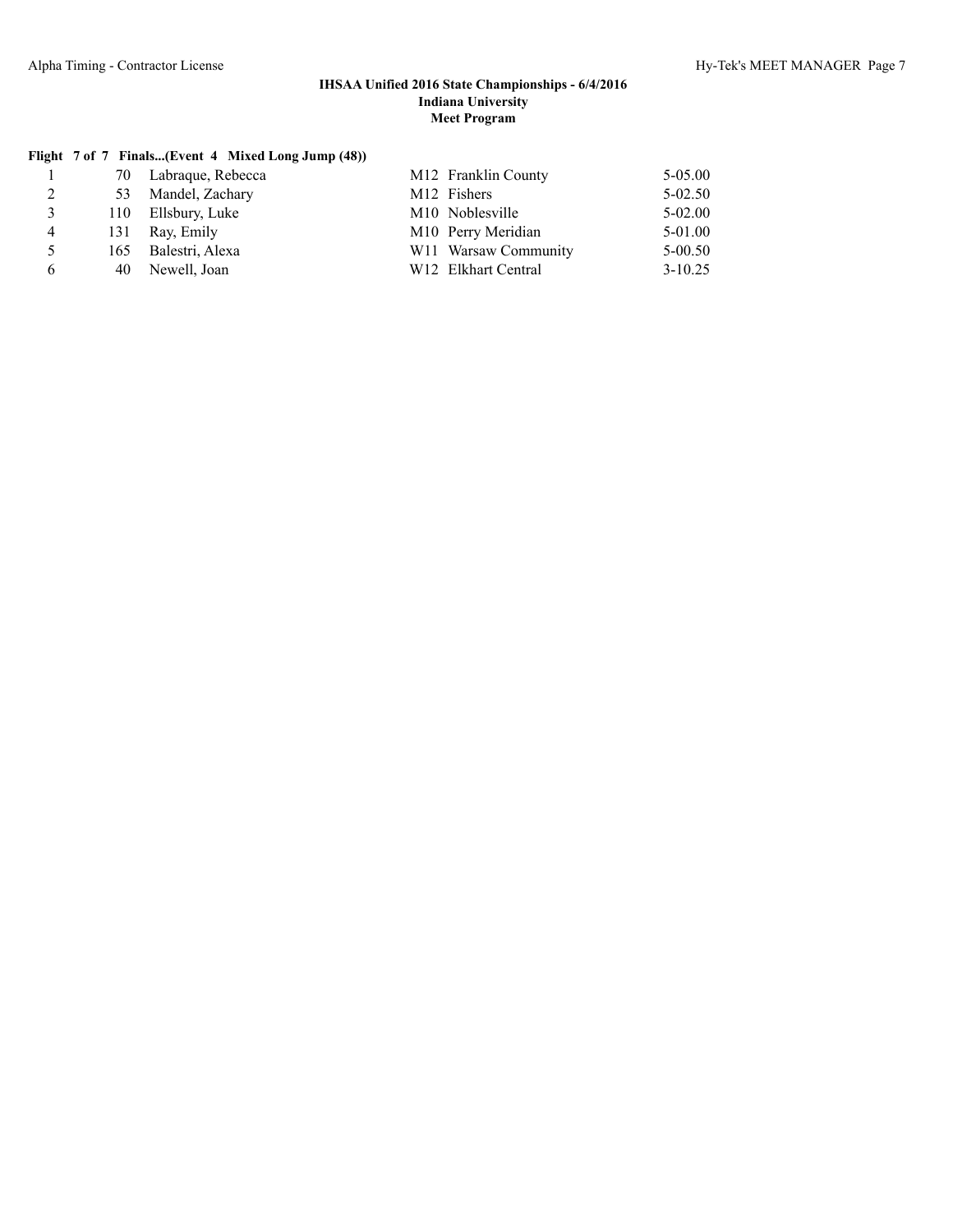**Flight 7 of 7 Finals...(Event 4 Mixed Long Jump (48))**

| | | | | | |
|---|---|---|---|---|---|
| 1 | 70 | Labraque, Rebecca | M12 | Franklin County | 5-05.00 |
| 2 | 53 | Mandel, Zachary | M12 | Fishers | 5-02.50 |
| 3 | 110 | Ellsbury, Luke | M10 | Noblesville | 5-02.00 |
| 4 | 131 | Ray, Emily | M10 | Perry Meridian | 5-01.00 |
| 5 | 165 | Balestri, Alexa | W11 | Warsaw Community | 5-00.50 |
| 6 | 40 | Newell, Joan | W12 | Elkhart Central | 3-10.25 |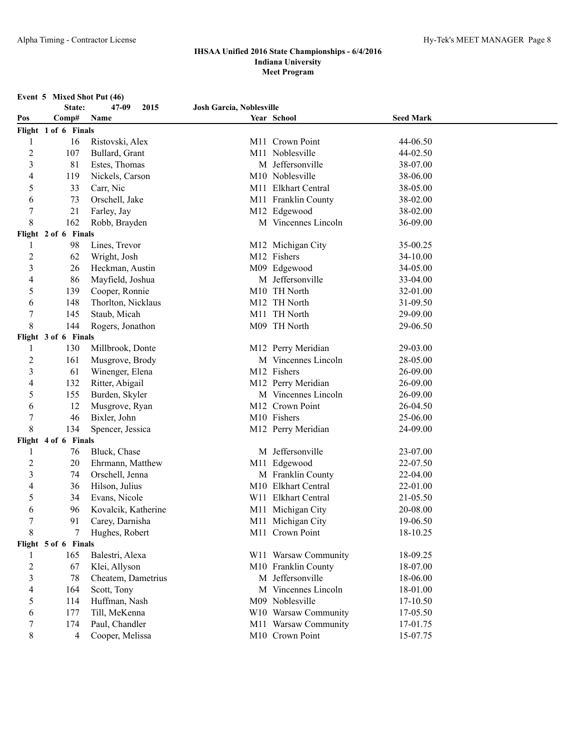## IHSAA Unified 2016 State Championships - 6/4/2016
### Indiana University
### Meet Program

**Event 5 Mixed Shot Put (46)**

| Pos | Comp# | Name | Year | School | Seed Mark |
|---|---|---|---|---|---|
| State: | 47-09 | 2015 | | Josh Garcia, Noblesville | |
| **Flight 1 of 6 Finals** | | | | | |
| 1 | 16 | Ristovski, Alex | M11 | Crown Point | 44-06.50 |
| 2 | 107 | Bullard, Grant | M11 | Noblesville | 44-02.50 |
| 3 | 81 | Estes, Thomas | M | Jeffersonville | 38-07.00 |
| 4 | 119 | Nickels, Carson | M10 | Noblesville | 38-06.00 |
| 5 | 33 | Carr, Nic | M11 | Elkhart Central | 38-05.00 |
| 6 | 73 | Orschell, Jake | M11 | Franklin County | 38-02.00 |
| 7 | 21 | Farley, Jay | M12 | Edgewood | 38-02.00 |
| 8 | 162 | Robb, Brayden | M | Vincennes Lincoln | 36-09.00 |
| **Flight 2 of 6 Finals** | | | | | |
| 1 | 98 | Lines, Trevor | M12 | Michigan City | 35-00.25 |
| 2 | 62 | Wright, Josh | M12 | Fishers | 34-10.00 |
| 3 | 26 | Heckman, Austin | M09 | Edgewood | 34-05.00 |
| 4 | 86 | Mayfield, Joshua | M | Jeffersonville | 33-04.00 |
| 5 | 139 | Cooper, Ronnie | M10 | TH North | 32-01.00 |
| 6 | 148 | Thorlton, Nicklaus | M12 | TH North | 31-09.50 |
| 7 | 145 | Staub, Micah | M11 | TH North | 29-09.00 |
| 8 | 144 | Rogers, Jonathon | M09 | TH North | 29-06.50 |
| **Flight 3 of 6 Finals** | | | | | |
| 1 | 130 | Millbrook, Donte | M12 | Perry Meridian | 29-03.00 |
| 2 | 161 | Musgrove, Brody | M | Vincennes Lincoln | 28-05.00 |
| 3 | 61 | Winenger, Elena | M12 | Fishers | 26-09.00 |
| 4 | 132 | Ritter, Abigail | M12 | Perry Meridian | 26-09.00 |
| 5 | 155 | Burden, Skyler | M | Vincennes Lincoln | 26-09.00 |
| 6 | 12 | Musgrove, Ryan | M12 | Crown Point | 26-04.50 |
| 7 | 46 | Bixler, John | M10 | Fishers | 25-06.00 |
| 8 | 134 | Spencer, Jessica | M12 | Perry Meridian | 24-09.00 |
| **Flight 4 of 6 Finals** | | | | | |
| 1 | 76 | Bluck, Chase | M | Jeffersonville | 23-07.00 |
| 2 | 20 | Ehrmann, Matthew | M11 | Edgewood | 22-07.50 |
| 3 | 74 | Orschell, Jenna | M | Franklin County | 22-04.00 |
| 4 | 36 | Hilson, Julius | M10 | Elkhart Central | 22-01.00 |
| 5 | 34 | Evans, Nicole | W11 | Elkhart Central | 21-05.50 |
| 6 | 96 | Kovalcik, Katherine | M11 | Michigan City | 20-08.00 |
| 7 | 91 | Carey, Darnisha | M11 | Michigan City | 19-06.50 |
| 8 | 7 | Hughes, Robert | M11 | Crown Point | 18-10.25 |
| **Flight 5 of 6 Finals** | | | | | |
| 1 | 165 | Balestri, Alexa | W11 | Warsaw Community | 18-09.25 |
| 2 | 67 | Klei, Allyson | M10 | Franklin County | 18-07.00 |
| 3 | 78 | Cheatem, Dametrius | M | Jeffersonville | 18-06.00 |
| 4 | 164 | Scott, Tony | M | Vincennes Lincoln | 18-01.00 |
| 5 | 114 | Huffman, Nash | M09 | Noblesville | 17-10.50 |
| 6 | 177 | Till, MeKenna | W10 | Warsaw Community | 17-05.50 |
| 7 | 174 | Paul, Chandler | M11 | Warsaw Community | 17-01.75 |
| 8 | 4 | Cooper, Melissa | M10 | Crown Point | 15-07.75 |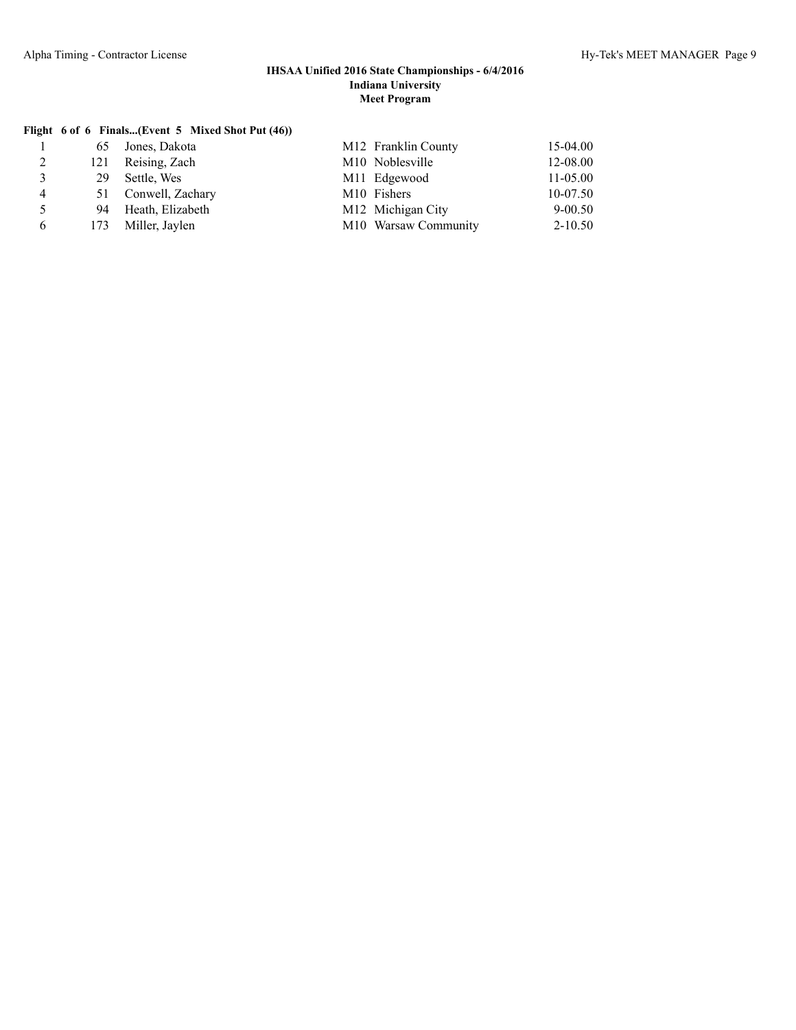**Flight 6 of 6 Finals...(Event 5 Mixed Shot Put (46))**

| | | | | | |
|---|---|---|---|---|---|
| 1 | 65 | Jones, Dakota | M12 | Franklin County | 15-04.00 |
| 2 | 121 | Reising, Zach | M10 | Noblesville | 12-08.00 |
| 3 | 29 | Settle, Wes | M11 | Edgewood | 11-05.00 |
| 4 | 51 | Conwell, Zachary | M10 | Fishers | 10-07.50 |
| 5 | 94 | Heath, Elizabeth | M12 | Michigan City | 9-00.50 |
| 6 | 173 | Miller, Jaylen | M10 | Warsaw Community | 2-10.50 |